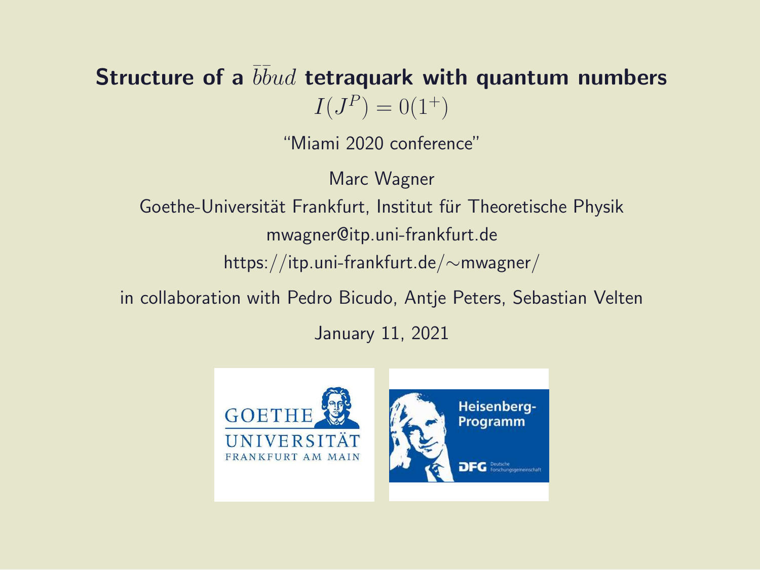# Structure of a $\bar{b}\bar{b}ud$ tetraquark with quantum numbers $I(J^P) = 0(1^+)$

"Miami 2020 conference"

Marc Wagner

Goethe-Universität Frankfurt, Institut für Theoretische Physik

mwagner@itp.uni-frankfurt.de

https://itp.uni-frankfurt.de/∼mwagner/

in collaboration with Pedro Bicudo, Antje Peters, Sebastian Velten

January 11, 2021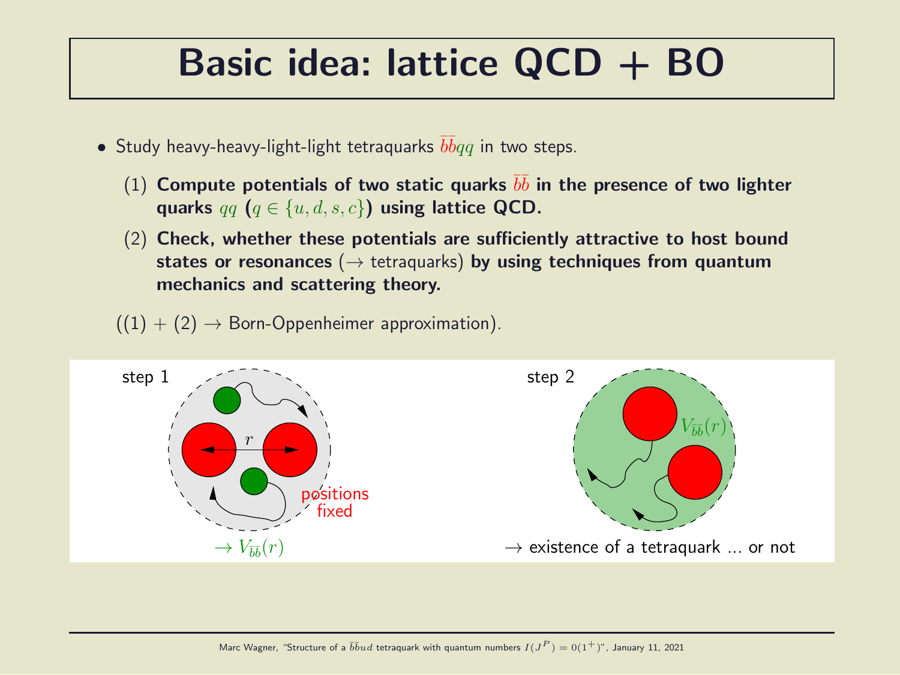# Basic idea: lattice QCD + BO

- Study heavy-heavy-light-light tetraquarks $\bar{b}\bar{b}qq$ in two steps.

  (1) **Compute potentials of two static quarks $\bar{b}\bar{b}$ in the presence of two lighter quarks $qq$ ($q \in \{u, d, s, c\}$) using lattice QCD.**

  (2) **Check, whether these potentials are sufficiently attractive to host bound states or resonances** (→ tetraquarks) **by using techniques from quantum mechanics and scattering theory.**

((1) + (2) → Born-Oppenheimer approximation).

step 1

$r$

positions fixed

$\rightarrow V_{\bar{b}\bar{b}}(r)$

step 2

$V_{\bar{b}\bar{b}}(r)$

→ existence of a tetraquark ... or not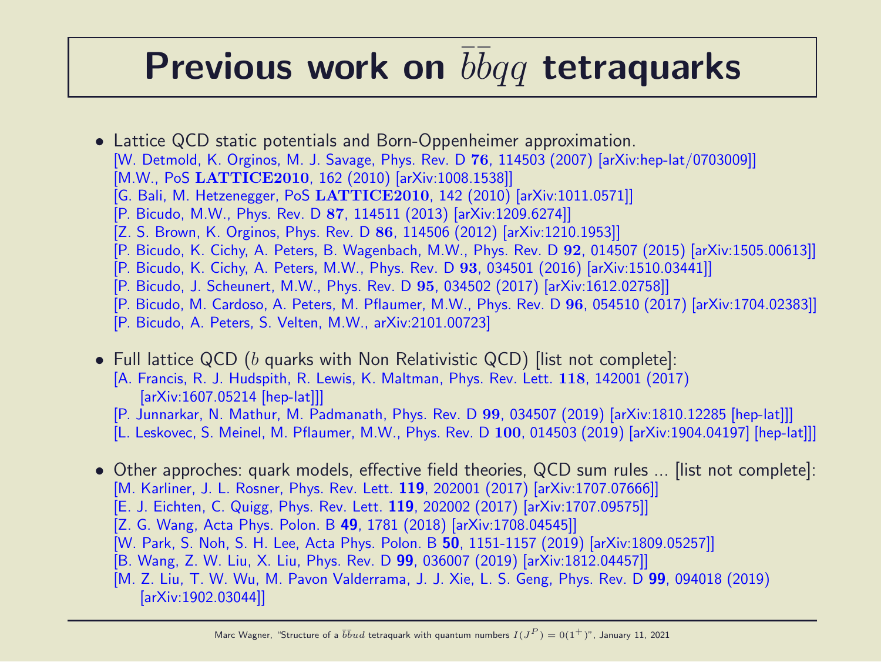# Previous work on $\bar{b}\bar{b}qq$ tetraquarks

- Lattice QCD static potentials and Born-Oppenheimer approximation.
  [W. Detmold, K. Orginos, M. J. Savage, Phys. Rev. D **76**, 114503 (2007) [arXiv:hep-lat/0703009]]
  [M.W., PoS **LATTICE2010**, 162 (2010) [arXiv:1008.1538]]
  [G. Bali, M. Hetzenegger, PoS **LATTICE2010**, 142 (2010) [arXiv:1011.0571]]
  [P. Bicudo, M.W., Phys. Rev. D **87**, 114511 (2013) [arXiv:1209.6274]]
  [Z. S. Brown, K. Orginos, Phys. Rev. D **86**, 114506 (2012) [arXiv:1210.1953]]
  [P. Bicudo, K. Cichy, A. Peters, B. Wagenbach, M.W., Phys. Rev. D **92**, 014507 (2015) [arXiv:1505.00613]]
  [P. Bicudo, K. Cichy, A. Peters, M.W., Phys. Rev. D **93**, 034501 (2016) [arXiv:1510.03441]]
  [P. Bicudo, J. Scheunert, M.W., Phys. Rev. D **95**, 034502 (2017) [arXiv:1612.02758]]
  [P. Bicudo, M. Cardoso, A. Peters, M. Pflaumer, M.W., Phys. Rev. D **96**, 054510 (2017) [arXiv:1704.02383]]
  [P. Bicudo, A. Peters, S. Velten, M.W., arXiv:2101.00723]

- Full lattice QCD ($b$ quarks with Non Relativistic QCD) [list not complete]:
  [A. Francis, R. J. Hudspith, R. Lewis, K. Maltman, Phys. Rev. Lett. **118**, 142001 (2017) [arXiv:1607.05214 [hep-lat]]]
  [P. Junnarkar, N. Mathur, M. Padmanath, Phys. Rev. D **99**, 034507 (2019) [arXiv:1810.12285 [hep-lat]]]
  [L. Leskovec, S. Meinel, M. Pflaumer, M.W., Phys. Rev. D **100**, 014503 (2019) [arXiv:1904.04197] [hep-lat]]]

- Other approches: quark models, effective field theories, QCD sum rules ... [list not complete]:
  [M. Karliner, J. L. Rosner, Phys. Rev. Lett. **119**, 202001 (2017) [arXiv:1707.07666]]
  [E. J. Eichten, C. Quigg, Phys. Rev. Lett. **119**, 202002 (2017) [arXiv:1707.09575]]
  [Z. G. Wang, Acta Phys. Polon. B **49**, 1781 (2018) [arXiv:1708.04545]]
  [W. Park, S. Noh, S. H. Lee, Acta Phys. Polon. B **50**, 1151-1157 (2019) [arXiv:1809.05257]]
  [B. Wang, Z. W. Liu, X. Liu, Phys. Rev. D **99**, 036007 (2019) [arXiv:1812.04457]]
  [M. Z. Liu, T. W. Wu, M. Pavon Valderrama, J. J. Xie, L. S. Geng, Phys. Rev. D **99**, 094018 (2019) [arXiv:1902.03044]]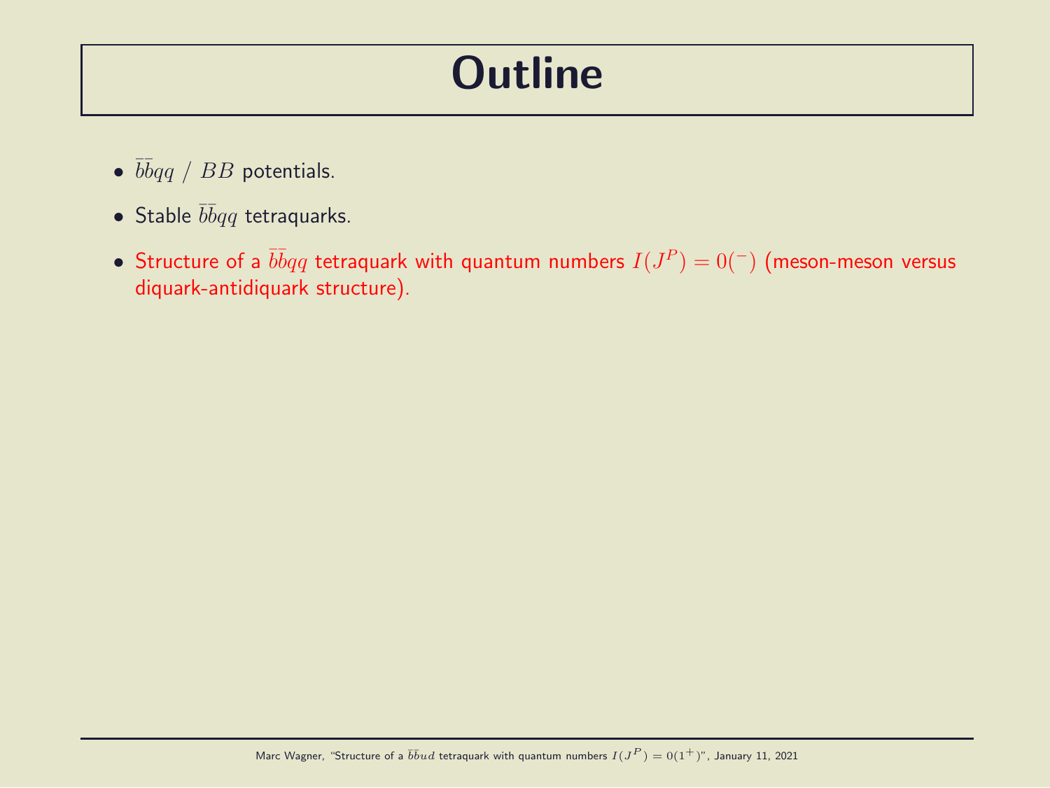# Outline

- $\bar{b}\bar{b}qq$ / $BB$ potentials.
- Stable $\bar{b}\bar{b}qq$ tetraquarks.
- Structure of a $\bar{b}\bar{b}qq$ tetraquark with quantum numbers $I(J^P) = 0(^-)$ (meson-meson versus diquark-antidiquark structure).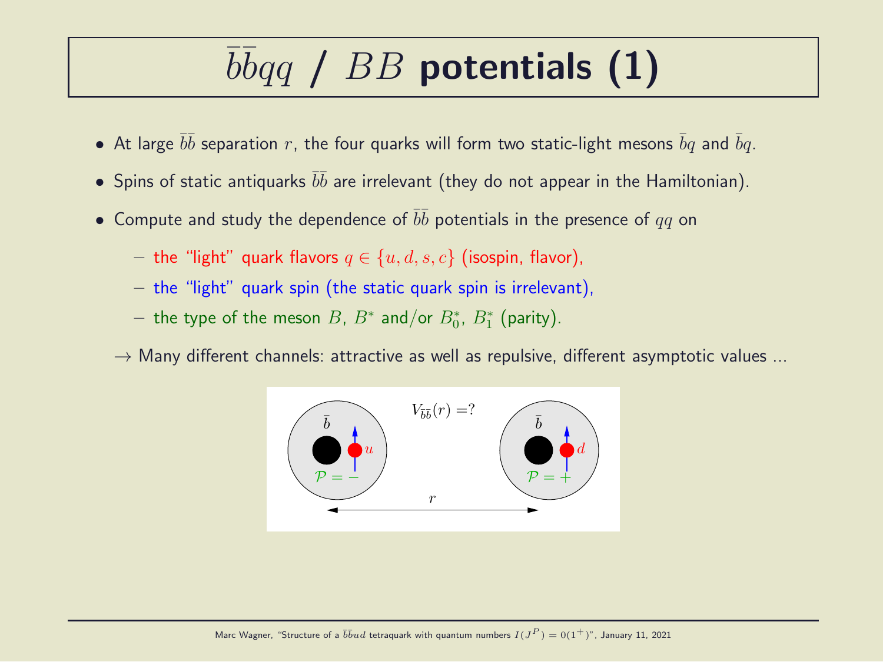# $\bar{b}\bar{b}qq$ / $BB$ **potentials (1)**

- At large $\bar{b}\bar{b}$ separation $r$, the four quarks will form two static-light mesons $\bar{b}q$ and $\bar{b}q$.
- Spins of static antiquarks $\bar{b}\bar{b}$ are irrelevant (they do not appear in the Hamiltonian).
- Compute and study the dependence of $\bar{b}\bar{b}$ potentials in the presence of $qq$ on
  - the "light" quark flavors $q \in \{u, d, s, c\}$ (isospin, flavor),
  - the "light" quark spin (the static quark spin is irrelevant),
  - the type of the meson $B$, $B^*$ and/or $B_0^*$, $B_1^*$ (parity).

$\rightarrow$ Many different channels: attractive as well as repulsive, different asymptotic values ...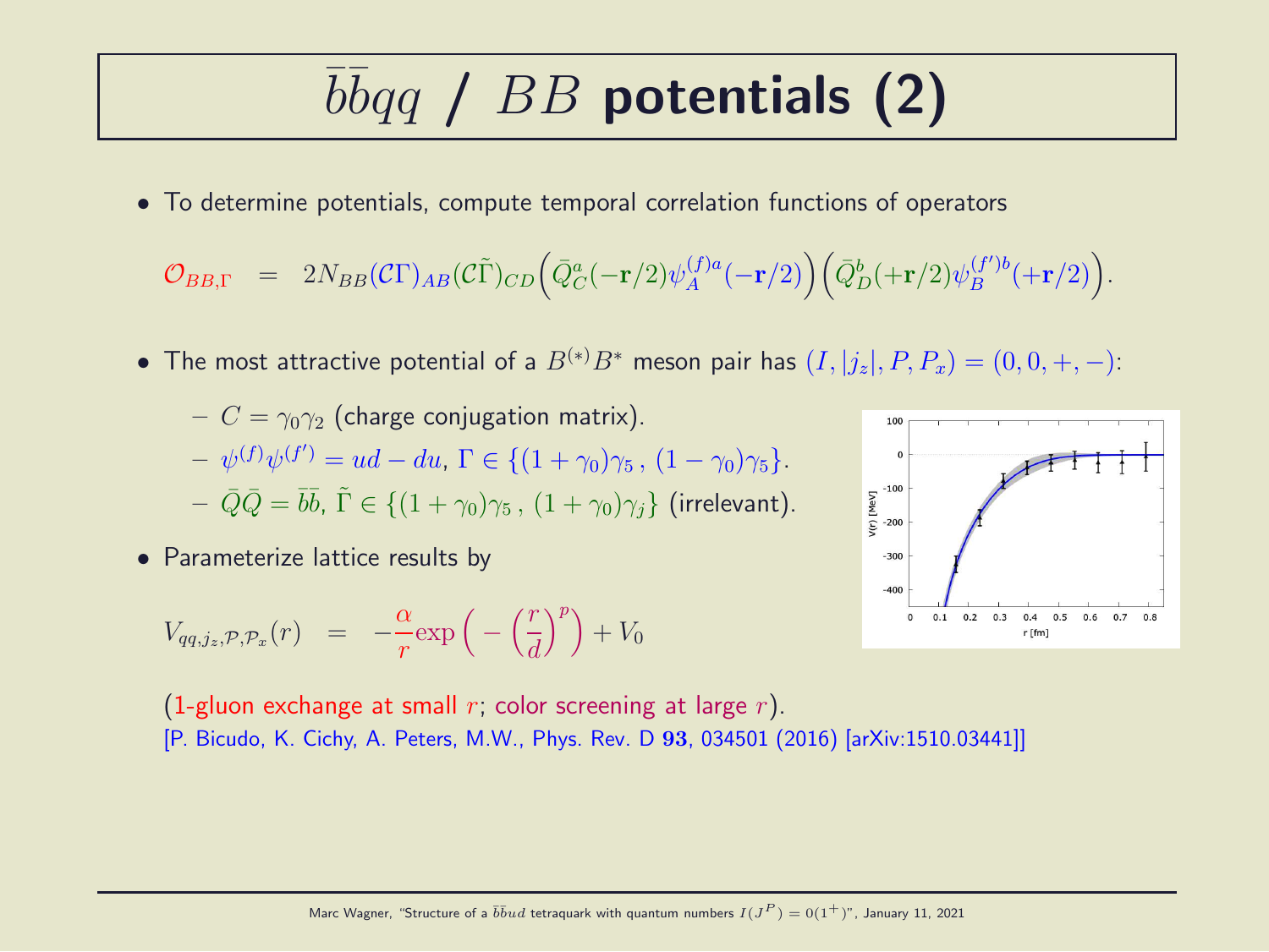# $\bar{b}\bar{b}qq$ / $BB$ potentials (2)

- To determine potentials, compute temporal correlation functions of operators

$$\mathcal{O}_{BB,\Gamma} = 2N_{BB}(\mathcal{C}\Gamma)_{AB}(\mathcal{C}\tilde{\Gamma})_{CD}\Big(\bar{Q}^a_C(-\mathbf{r}/2)\psi^{(f)a}_A(-\mathbf{r}/2)\Big)\Big(\bar{Q}^b_D(+\mathbf{r}/2)\psi^{(f')b}_B(+\mathbf{r}/2)\Big).$$

- The most attractive potential of a $B^{(*)}B^*$ meson pair has $(I, |j_z|, P, P_x) = (0, 0, +, -)$:
  - $C = \gamma_0\gamma_2$ (charge conjugation matrix).
  - $\psi^{(f)}\psi^{(f')} = ud - du$, $\Gamma \in \{(1+\gamma_0)\gamma_5\, ,\, (1-\gamma_0)\gamma_5\}$.
  - $\bar{Q}\bar{Q} = \bar{b}\bar{b}$, $\tilde{\Gamma} \in \{(1+\gamma_0)\gamma_5\, ,\, (1+\gamma_0)\gamma_j\}$ (irrelevant).

- Parameterize lattice results by

$$V_{qq,j_z,\mathcal{P},\mathcal{P}_x}(r) = -\frac{\alpha}{r}\exp\Big(-\Big(\frac{r}{d}\Big)^p\Big) + V_0$$

(1-gluon exchange at small $r$; color screening at large $r$).
[P. Bicudo, K. Cichy, A. Peters, M.W., Phys. Rev. D **93**, 034501 (2016) [arXiv:1510.03441]]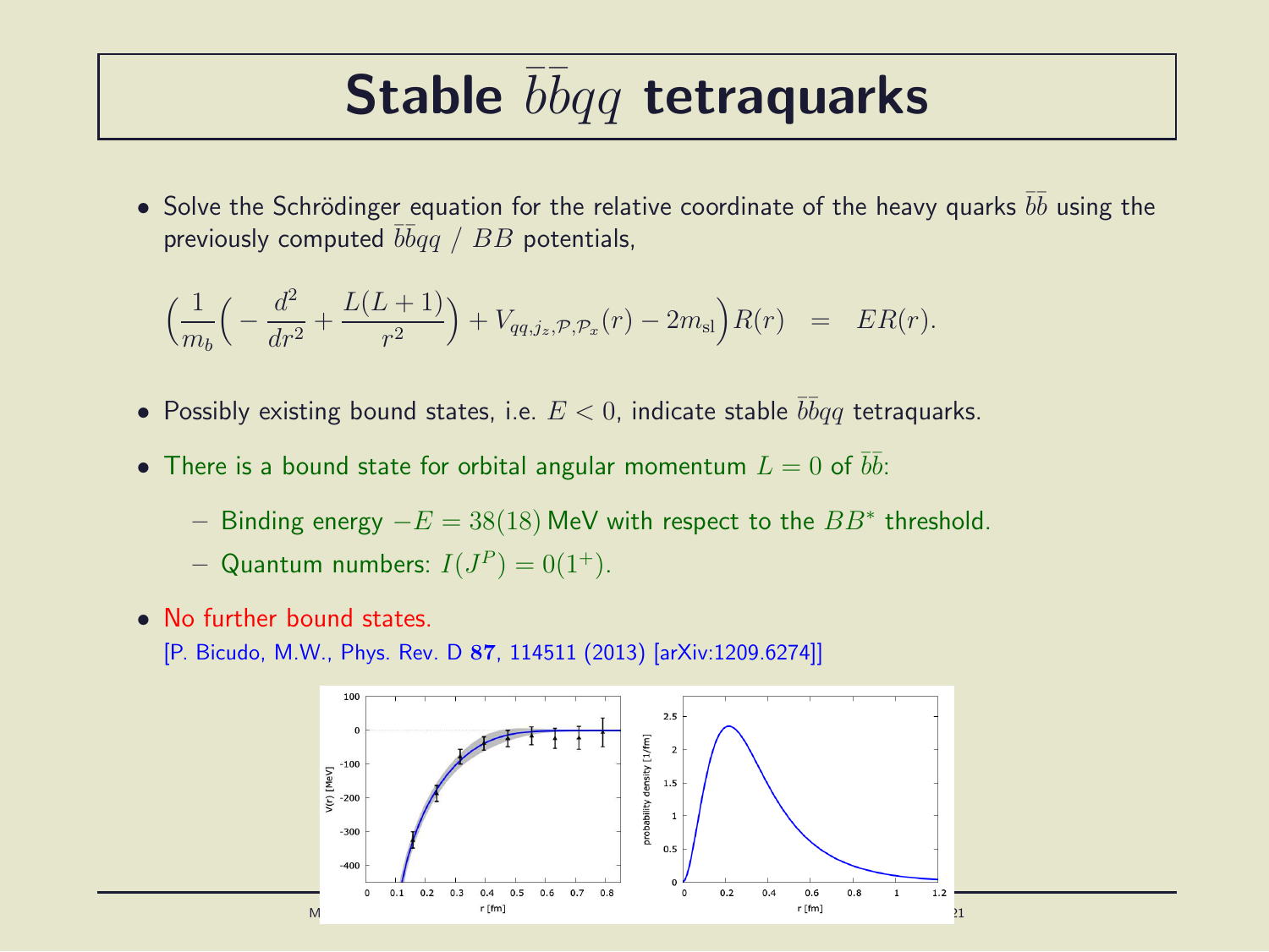# Stable $\bar{b}\bar{b}qq$ tetraquarks

- Solve the Schrödinger equation for the relative coordinate of the heavy quarks $\bar{b}\bar{b}$ using the previously computed $\bar{b}\bar{b}qq$ / $BB$ potentials,

$$\left(\frac{1}{m_b}\left(-\frac{d^2}{dr^2}+\frac{L(L+1)}{r^2}\right)+V_{qq,j_z,\mathcal{P},\mathcal{P}_x}(r)-2m_{\mathrm{sl}}\right)R(r) \quad = \quad ER(r).$$

- Possibly existing bound states, i.e. $E < 0$, indicate stable $\bar{b}\bar{b}qq$ tetraquarks.
- There is a bound state for orbital angular momentum $L = 0$ of $\bar{b}\bar{b}$:
  - Binding energy $-E = 38(18)$ MeV with respect to the $BB^*$ threshold.
  - Quantum numbers: $I(J^P) = 0(1^+)$.
- No further bound states.

  [P. Bicudo, M.W., Phys. Rev. D **87**, 114511 (2013) [arXiv:1209.6274]]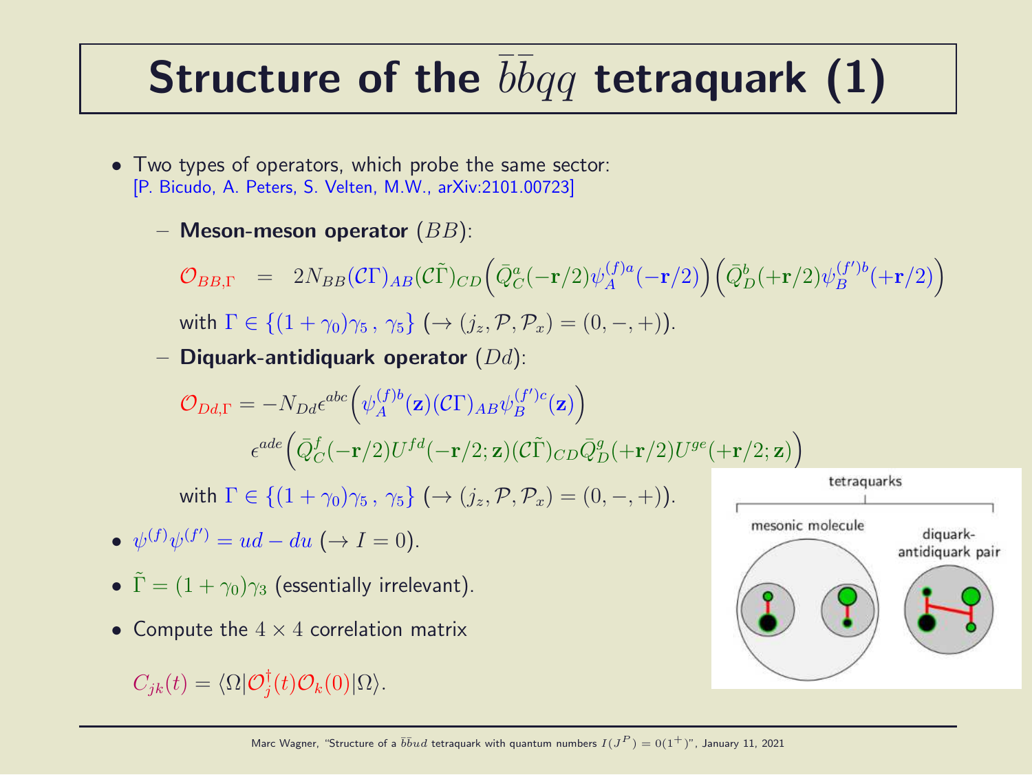# Structure of the $\bar{b}\bar{b}qq$ tetraquark (1)

- Two types of operators, which probe the same sector:
  [P. Bicudo, A. Peters, S. Velten, M.W., arXiv:2101.00723]
  - **Meson-meson operator** $(BB)$:

    $$\mathcal{O}_{BB,\Gamma} \;\; = \;\; 2N_{BB}(\mathcal{C}\Gamma)_{AB}(\mathcal{C}\tilde{\Gamma})_{CD}\Big(\bar{Q}^a_C(-\mathbf{r}/2)\psi^{(f)a}_A(-\mathbf{r}/2)\Big)\Big(\bar{Q}^b_D(+\mathbf{r}/2)\psi^{(f')b}_B(+\mathbf{r}/2)\Big)$$

    with $\Gamma \in \{(1+\gamma_0)\gamma_5 \, , \, \gamma_5\}$ $(\rightarrow (j_z, \mathcal{P}, \mathcal{P}_x) = (0, -, +))$.
  - **Diquark-antidiquark operator** $(Dd)$:

    $$\mathcal{O}_{Dd,\Gamma} = -N_{Dd}\epsilon^{abc}\Big(\psi^{(f)b}_A(\mathbf{z})(\mathcal{C}\Gamma)_{AB}\psi^{(f')c}_B(\mathbf{z})\Big)$$
    $$\epsilon^{ade}\Big(\bar{Q}^f_C(-\mathbf{r}/2)U^{fd}(-\mathbf{r}/2;\mathbf{z})(\mathcal{C}\tilde{\Gamma})_{CD}\bar{Q}^g_D(+\mathbf{r}/2)U^{ge}(+\mathbf{r}/2;\mathbf{z})\Big)$$

    with $\Gamma \in \{(1+\gamma_0)\gamma_5 \, , \, \gamma_5\}$ $(\rightarrow (j_z, \mathcal{P}, \mathcal{P}_x) = (0, -, +))$.
- $\psi^{(f)}\psi^{(f')} = ud - du$ $(\rightarrow I = 0)$.
- $\tilde{\Gamma} = (1+\gamma_0)\gamma_3$ (essentially irrelevant).
- Compute the $4 \times 4$ correlation matrix

  $$C_{jk}(t) = \langle\Omega|\mathcal{O}^\dagger_j(t)\mathcal{O}_k(0)|\Omega\rangle.$$

tetraquarks: mesonic molecule | diquark-antidiquark pair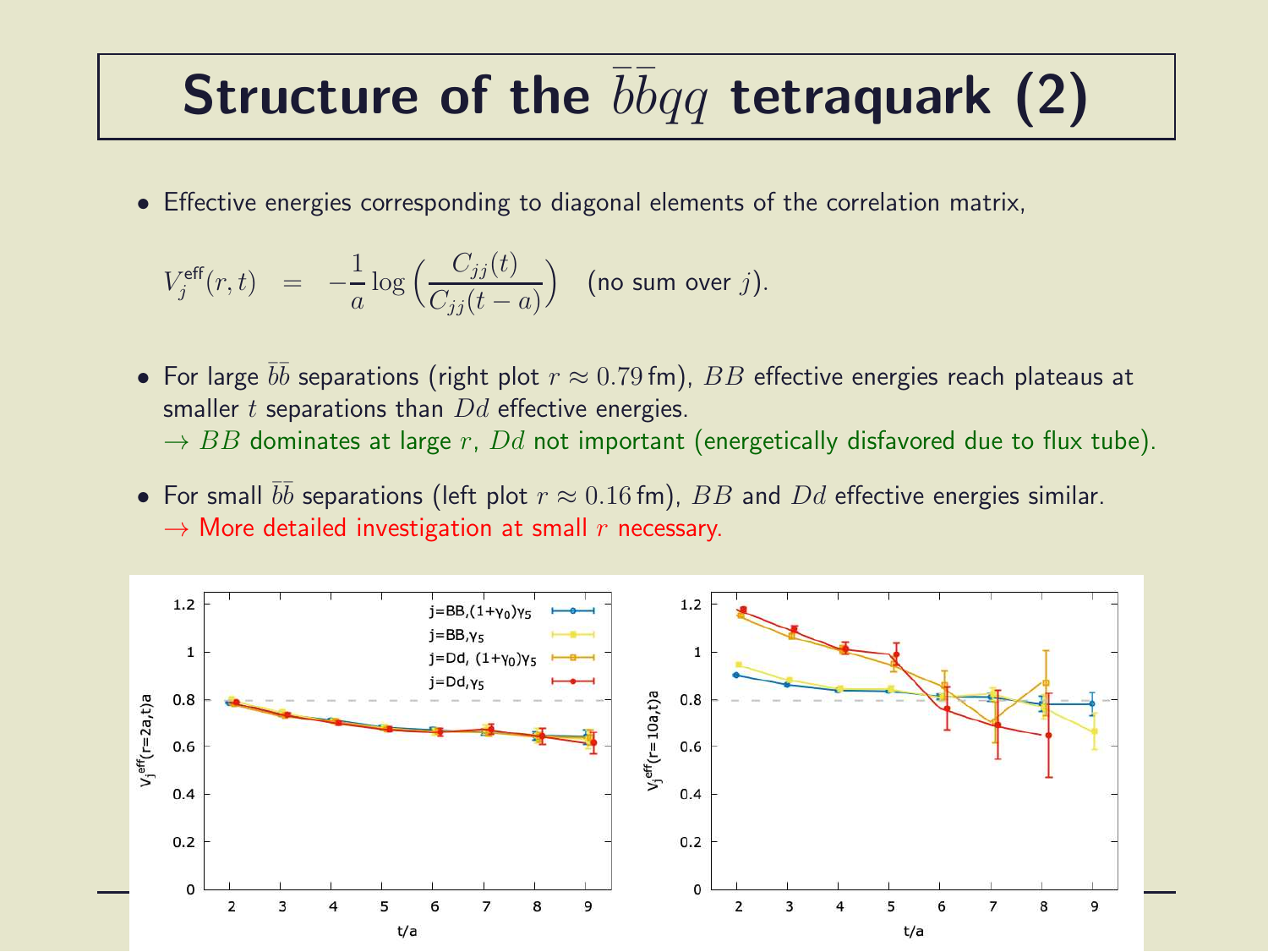# Structure of the $\bar{b}\bar{b}qq$ tetraquark (2)

- Effective energies corresponding to diagonal elements of the correlation matrix,

$$V_j^{\text{eff}}(r,t) \quad = \quad -\frac{1}{a}\log\left(\frac{C_{jj}(t)}{C_{jj}(t-a)}\right) \quad \text{(no sum over } j\text{)}.$$

- For large $\bar{b}\bar{b}$ separations (right plot $r \approx 0.79\,\text{fm}$), $BB$ effective energies reach plateaus at smaller $t$ separations than $Dd$ effective energies.
  $\rightarrow$ $BB$ dominates at large $r$, $Dd$ not important (energetically disfavored due to flux tube).

- For small $\bar{b}\bar{b}$ separations (left plot $r \approx 0.16\,\text{fm}$), $BB$ and $Dd$ effective energies similar.
  $\rightarrow$ More detailed investigation at small $r$ necessary.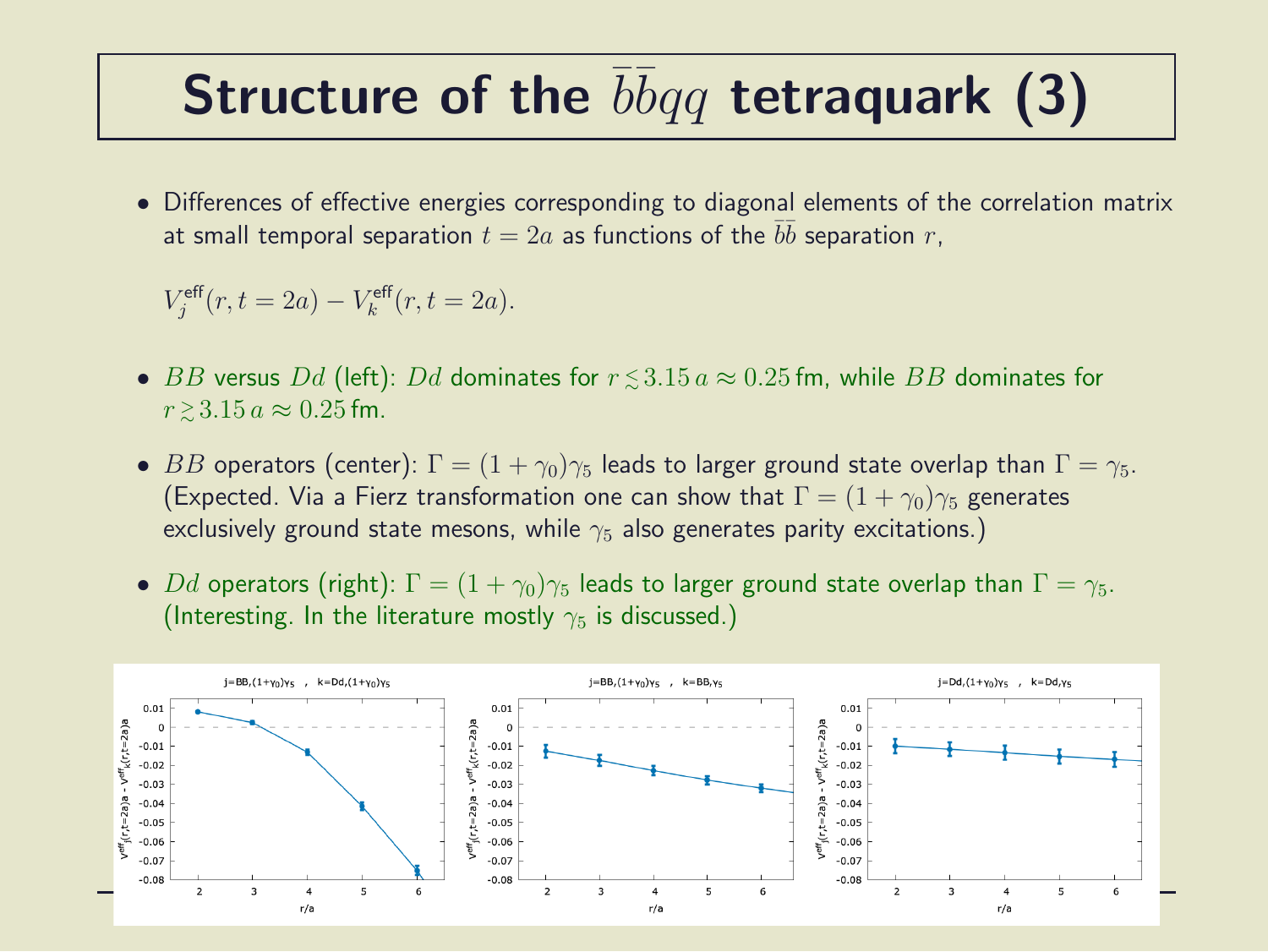# Structure of the $\bar{b}\bar{b}qq$ tetraquark (3)

- Differences of effective energies corresponding to diagonal elements of the correlation matrix at small temporal separation $t = 2a$ as functions of the $\bar{b}\bar{b}$ separation $r$,

  $V_j^{\text{eff}}(r, t = 2a) - V_k^{\text{eff}}(r, t = 2a)$.

- $BB$ versus $Dd$ (left): $Dd$ dominates for $r \lesssim 3.15\,a \approx 0.25\,\text{fm}$, while $BB$ dominates for $r \gtrsim 3.15\,a \approx 0.25\,\text{fm}$.

- $BB$ operators (center): $\Gamma = (1 + \gamma_0)\gamma_5$ leads to larger ground state overlap than $\Gamma = \gamma_5$. (Expected. Via a Fierz transformation one can show that $\Gamma = (1 + \gamma_0)\gamma_5$ generates exclusively ground state mesons, while $\gamma_5$ also generates parity excitations.)

- $Dd$ operators (right): $\Gamma = (1 + \gamma_0)\gamma_5$ leads to larger ground state overlap than $\Gamma = \gamma_5$. (Interesting. In the literature mostly $\gamma_5$ is discussed.)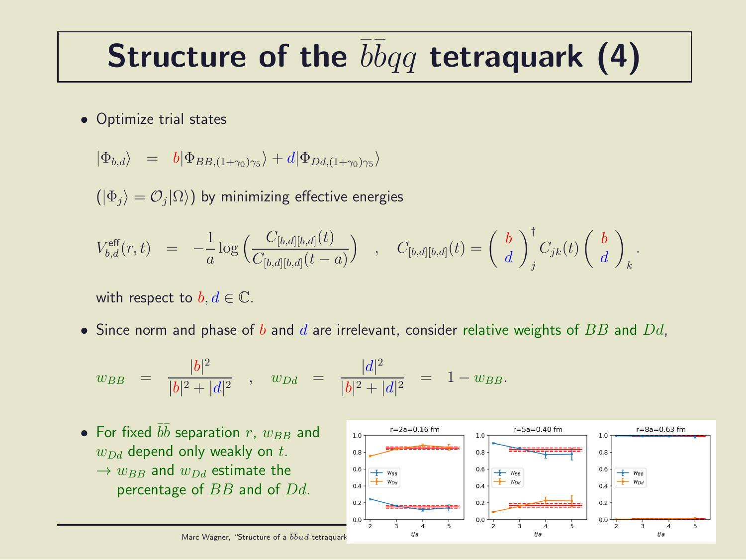# Structure of the $\bar{b}\bar{b}qq$ tetraquark (4)

- Optimize trial states

$$|\Phi_{b,d}\rangle \quad = \quad b|\Phi_{BB,(1+\gamma_0)\gamma_5}\rangle + d|\Phi_{Dd,(1+\gamma_0)\gamma_5}\rangle$$

$(|\Phi_j\rangle = \mathcal{O}_j|\Omega\rangle)$ by minimizing effective energies

$$V^{\text{eff}}_{b,d}(r,t) \quad = \quad -\frac{1}{a}\log\left(\frac{C_{[b,d][b,d]}(t)}{C_{[b,d][b,d]}(t-a)}\right) \quad , \quad C_{[b,d][b,d]}(t) = \left(\begin{array}{c} b \\ d \end{array}\right)^\dagger_j C_{jk}(t) \left(\begin{array}{c} b \\ d \end{array}\right)_k .$$

with respect to $b, d \in \mathbb{C}$.

- Since norm and phase of $b$ and $d$ are irrelevant, consider relative weights of $BB$ and $Dd$,

$$w_{BB} \quad = \quad \frac{|b|^2}{|b|^2 + |d|^2} \quad , \quad w_{Dd} \quad = \quad \frac{|d|^2}{|b|^2 + |d|^2} \quad = \quad 1 - w_{BB}.$$

- For fixed $\bar{b}\bar{b}$ separation $r$, $w_{BB}$ and $w_{Dd}$ depend only weakly on $t$.
  $\rightarrow$ $w_{BB}$ and $w_{Dd}$ estimate the percentage of $BB$ and of $Dd$.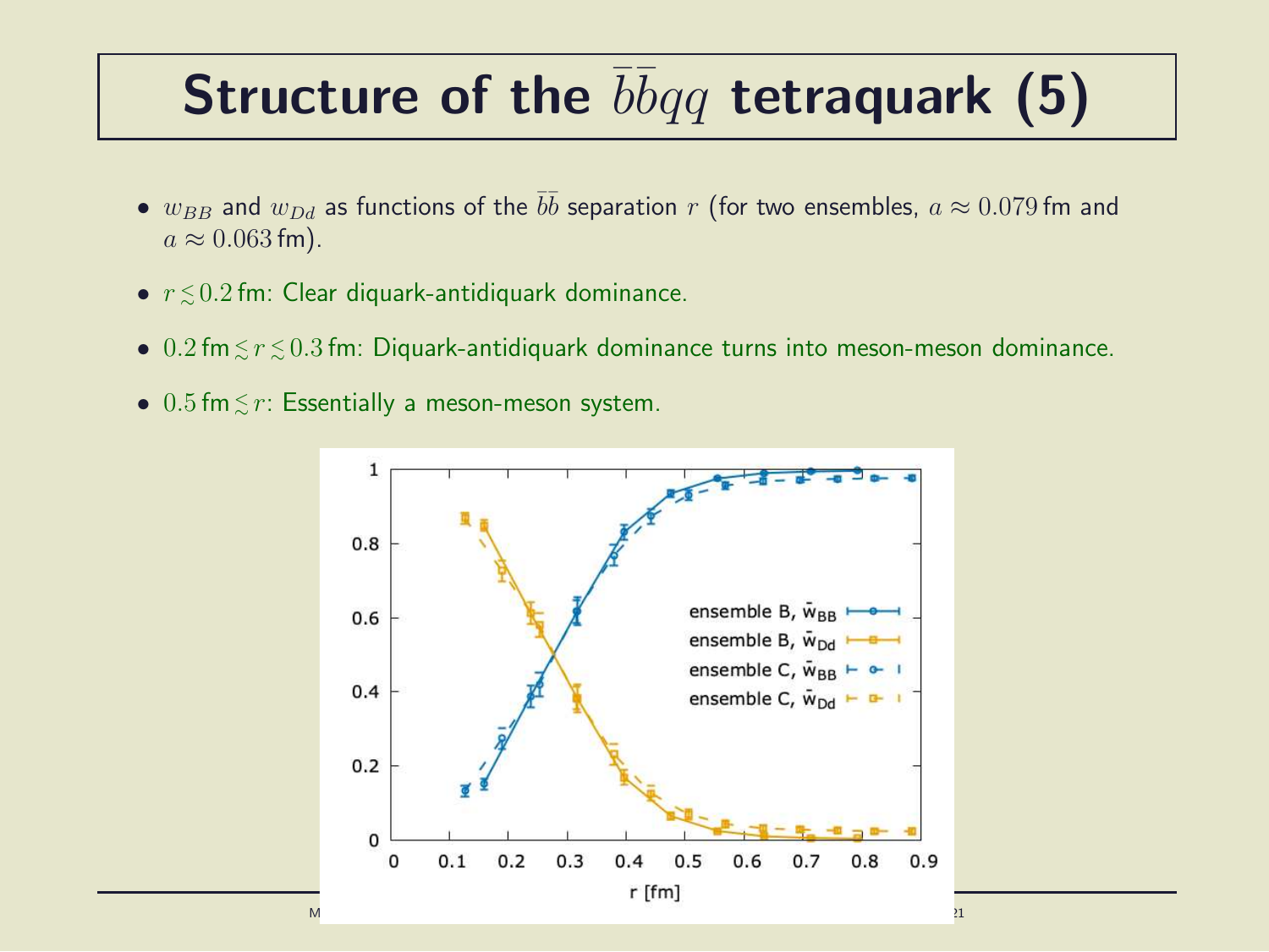# Structure of the $\bar{b}\bar{b}qq$ tetraquark (5)

- $w_{BB}$ and $w_{Dd}$ as functions of the $\bar{b}\bar{b}$ separation $r$ (for two ensembles, $a \approx 0.079$ fm and $a \approx 0.063$ fm).
- $r \lesssim 0.2$ fm: Clear diquark-antidiquark dominance.
- $0.2$ fm $\lesssim r \lesssim 0.3$ fm: Diquark-antidiquark dominance turns into meson-meson dominance.
- $0.5$ fm $\lesssim r$: Essentially a meson-meson system.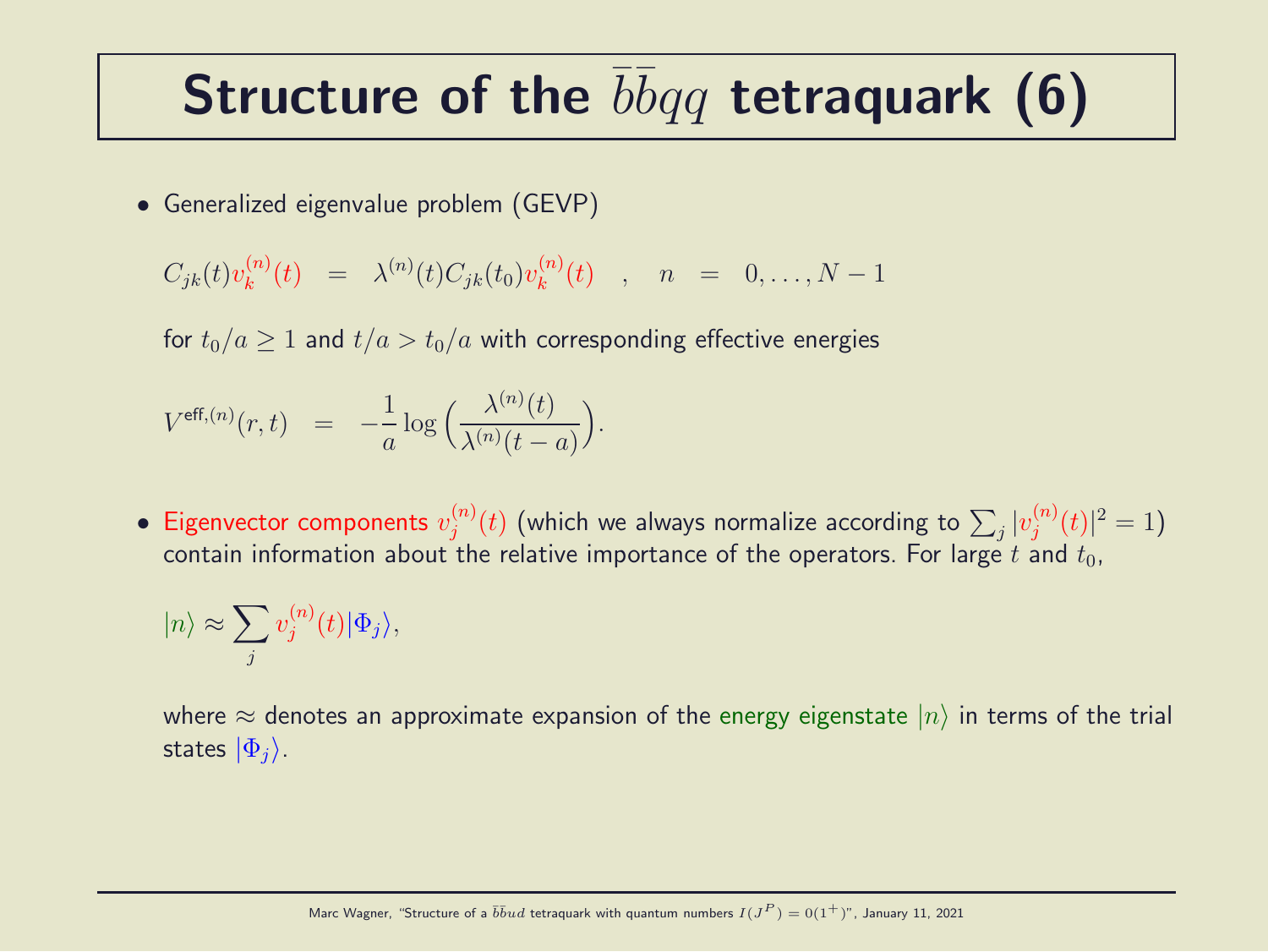# Structure of the $\bar{b}\bar{b}qq$ tetraquark (6)

- Generalized eigenvalue problem (GEVP)

$$C_{jk}(t)v_k^{(n)}(t) \quad = \quad \lambda^{(n)}(t)C_{jk}(t_0)v_k^{(n)}(t) \quad , \quad n \quad = \quad 0,\ldots,N-1$$

for $t_0/a \geq 1$ and $t/a > t_0/a$ with corresponding effective energies

$$V^{\text{eff},(n)}(r,t) \quad = \quad -\frac{1}{a}\log\Big(\frac{\lambda^{(n)}(t)}{\lambda^{(n)}(t-a)}\Big).$$

- Eigenvector components $v_j^{(n)}(t)$ (which we always normalize according to $\sum_j |v_j^{(n)}(t)|^2 = 1$) contain information about the relative importance of the operators. For large $t$ and $t_0$,

$$|n\rangle \approx \sum_j v_j^{(n)}(t)|\Phi_j\rangle,$$

where $\approx$ denotes an approximate expansion of the energy eigenstate $|n\rangle$ in terms of the trial states $|\Phi_j\rangle$.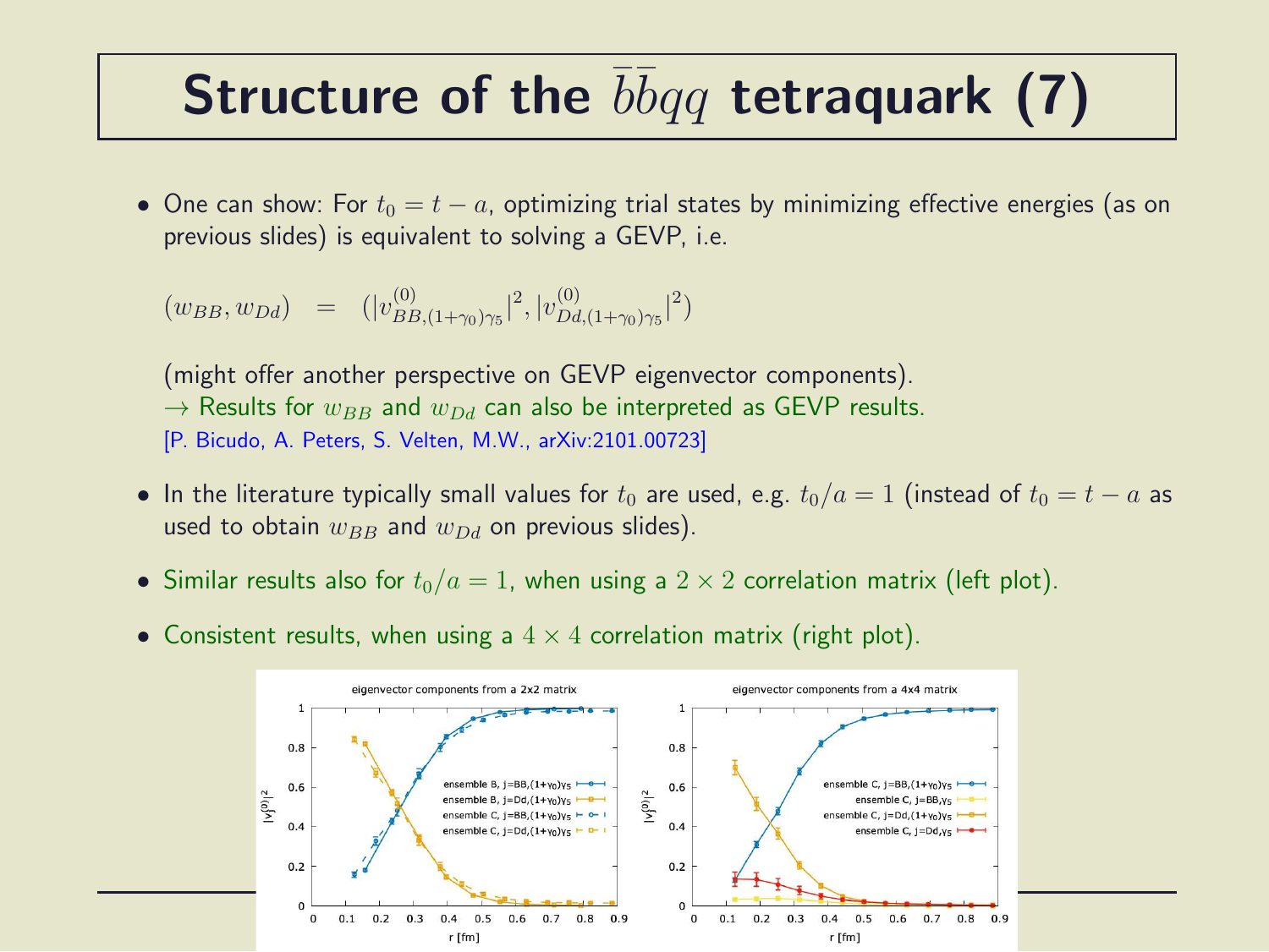# Structure of the $\bar{b}\bar{b}qq$ tetraquark (7)

- One can show: For $t_0 = t - a$, optimizing trial states by minimizing effective energies (as on previous slides) is equivalent to solving a GEVP, i.e.

  $$(w_{BB}, w_{Dd}) \quad = \quad (|v^{(0)}_{BB,(1+\gamma_0)\gamma_5}|^2, |v^{(0)}_{Dd,(1+\gamma_0)\gamma_5}|^2)$$

  (might offer another perspective on GEVP eigenvector components).
  → Results for $w_{BB}$ and $w_{Dd}$ can also be interpreted as GEVP results.
  [P. Bicudo, A. Peters, S. Velten, M.W., arXiv:2101.00723]

- In the literature typically small values for $t_0$ are used, e.g. $t_0/a = 1$ (instead of $t_0 = t - a$ as used to obtain $w_{BB}$ and $w_{Dd}$ on previous slides).

- Similar results also for $t_0/a = 1$, when using a $2 \times 2$ correlation matrix (left plot).

- Consistent results, when using a $4 \times 4$ correlation matrix (right plot).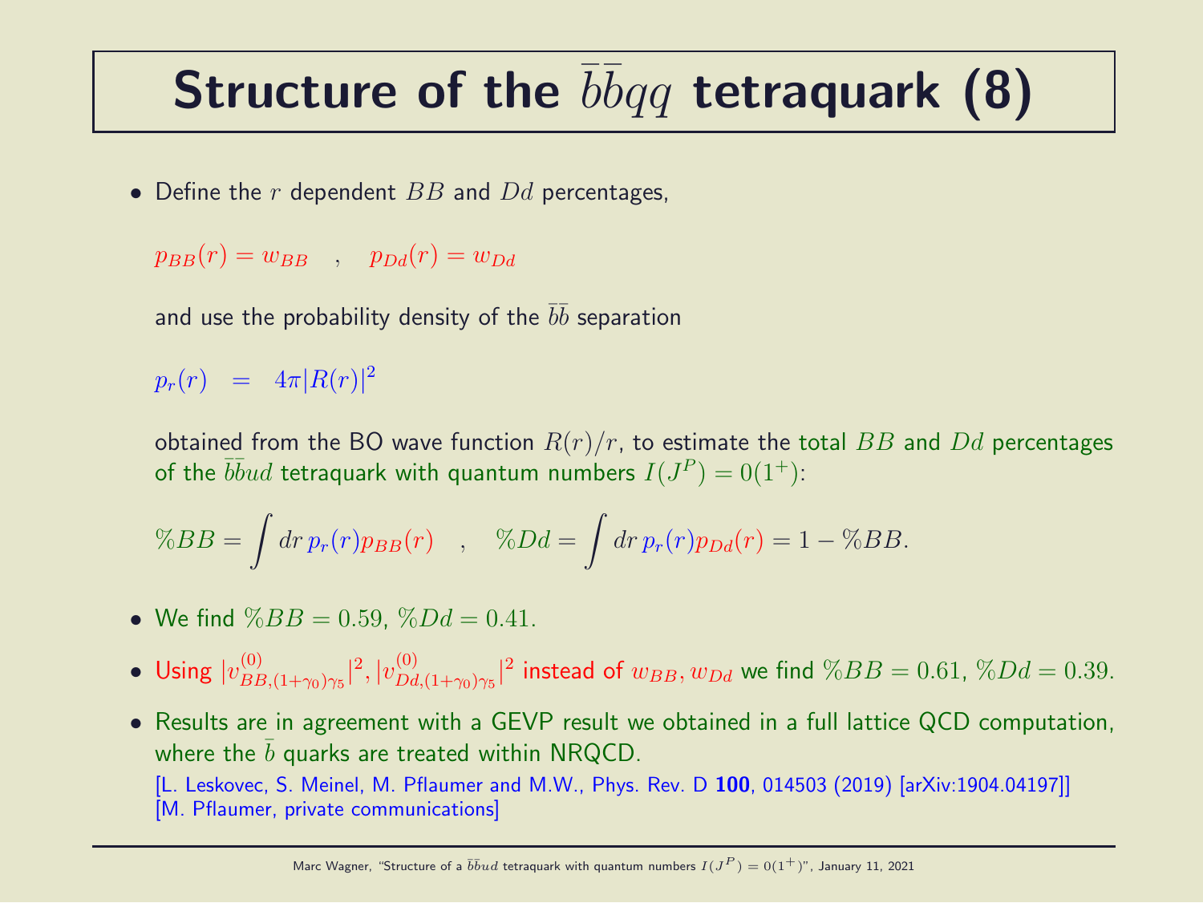# Structure of the $\bar{b}\bar{b}qq$ tetraquark (8)

- Define the $r$ dependent $BB$ and $Dd$ percentages,

  $$p_{BB}(r) = w_{BB} \quad , \quad p_{Dd}(r) = w_{Dd}$$

  and use the probability density of the $\bar{b}\bar{b}$ separation

  $$p_r(r) \quad = \quad 4\pi |R(r)|^2$$

  obtained from the BO wave function $R(r)/r$, to estimate the total $BB$ and $Dd$ percentages of the $\bar{b}\bar{b}ud$ tetraquark with quantum numbers $I(J^P) = 0(1^+)$:

  $$\%BB = \int dr\, p_r(r) p_{BB}(r) \quad , \quad \%Dd = \int dr\, p_r(r) p_{Dd}(r) = 1 - \%BB.$$

- We find $\%BB = 0.59$, $\%Dd = 0.41$.
- Using $|v^{(0)}_{BB,(1+\gamma_0)\gamma_5}|^2, |v^{(0)}_{Dd,(1+\gamma_0)\gamma_5}|^2$ instead of $w_{BB}, w_{Dd}$ we find $\%BB = 0.61$, $\%Dd = 0.39$.
- Results are in agreement with a GEVP result we obtained in a full lattice QCD computation, where the $\bar{b}$ quarks are treated within NRQCD.
  [L. Leskovec, S. Meinel, M. Pflaumer and M.W., Phys. Rev. D **100**, 014503 (2019) [arXiv:1904.04197]]
  [M. Pflaumer, private communications]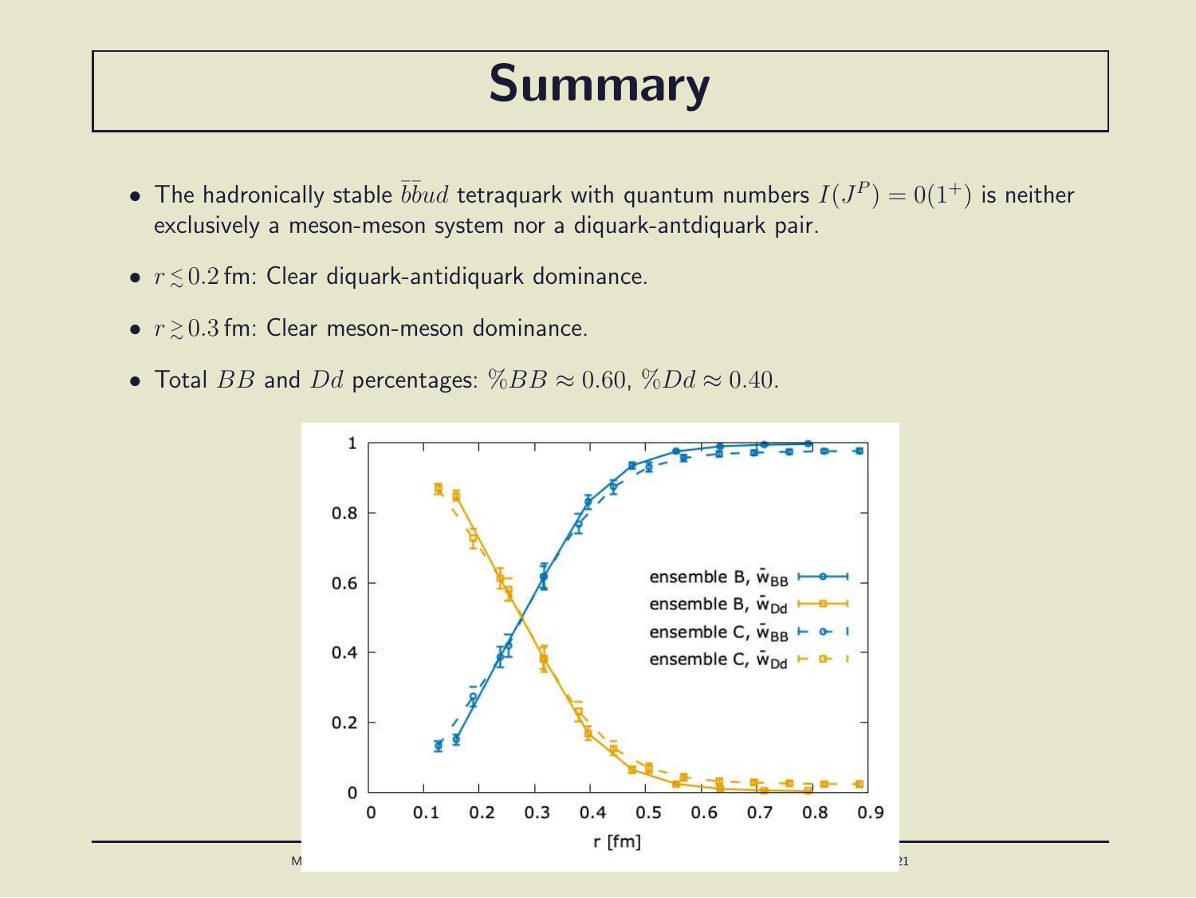# Summary

- The hadronically stable $\bar{b}\bar{b}ud$ tetraquark with quantum numbers $I(J^P) = 0(1^+)$ is neither exclusively a meson-meson system nor a diquark-antdiquark pair.
- $r \lesssim 0.2$ fm: Clear diquark-antidiquark dominance.
- $r \gtrsim 0.3$ fm: Clear meson-meson dominance.
- Total $BB$ and $Dd$ percentages: $\%BB \approx 0.60$, $\%Dd \approx 0.40$.

1
0.8
0.6
0.4
0.2
0
0 0.1 0.2 0.3 0.4 0.5 0.6 0.7 0.8 0.9
r [fm]
ensemble B, $\bar{w}_{BB}$
ensemble B, $\bar{w}_{Dd}$
ensemble C, $\bar{w}_{BB}$
ensemble C, $\bar{w}_{Dd}$